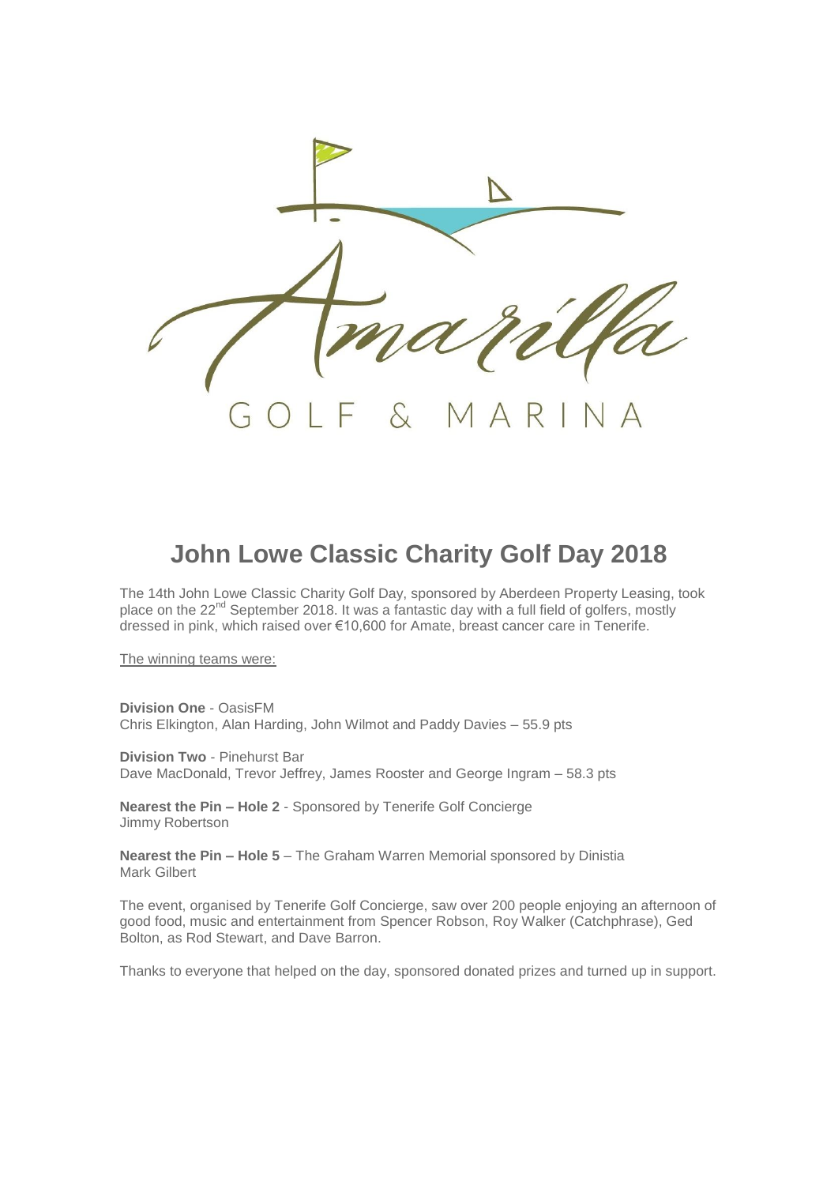Amarilla

GOLF & MARINA

# John Lowe Classic Charity Golf Day 2018

The 14th John Lowe Classic Charity Golf Day, sponsored by Aberdeen Property Leasing, took place on the 22nd September 2018. It was a fantastic day with a full field of golfers, mostly dressed in pink, which raised over €10,600 for Amate, breast cancer care in Tenerife.

The winning teams were:

**Division One** - OasisFM
Chris Elkington, Alan Harding, John Wilmot and Paddy Davies – 55.9 pts

**Division Two** - Pinehurst Bar
Dave MacDonald, Trevor Jeffrey, James Rooster and George Ingram – 58.3 pts

**Nearest the Pin – Hole 2** - Sponsored by Tenerife Golf Concierge
Jimmy Robertson

**Nearest the Pin – Hole 5** – The Graham Warren Memorial sponsored by Dinistia
Mark Gilbert

The event, organised by Tenerife Golf Concierge, saw over 200 people enjoying an afternoon of good food, music and entertainment from Spencer Robson, Roy Walker (Catchphrase), Ged Bolton, as Rod Stewart, and Dave Barron.

Thanks to everyone that helped on the day, sponsored donated prizes and turned up in support.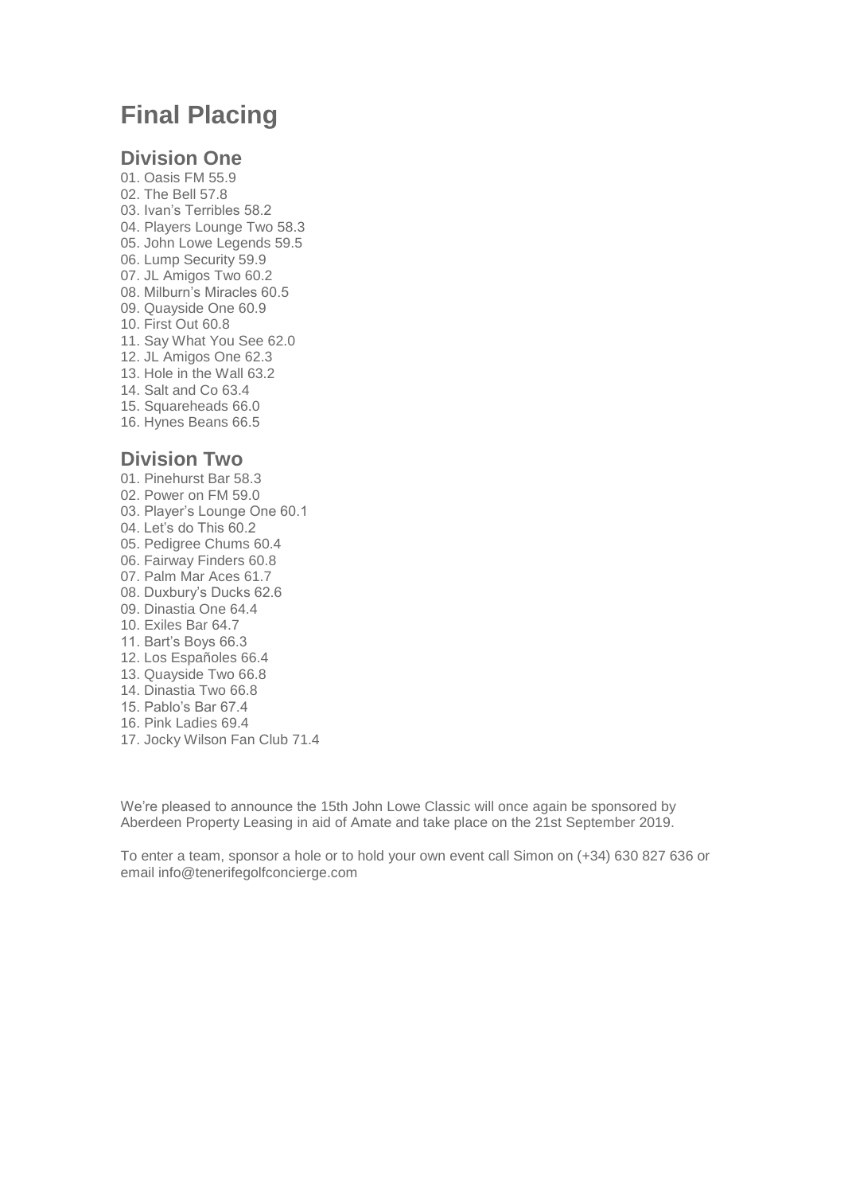# Final Placing

## Division One

01. Oasis FM 55.9
02. The Bell 57.8
03. Ivan's Terribles 58.2
04. Players Lounge Two 58.3
05. John Lowe Legends 59.5
06. Lump Security 59.9
07. JL Amigos Two 60.2
08. Milburn's Miracles 60.5
09. Quayside One 60.9
10. First Out 60.8
11. Say What You See 62.0
12. JL Amigos One 62.3
13. Hole in the Wall 63.2
14. Salt and Co 63.4
15. Squareheads 66.0
16. Hynes Beans 66.5

## Division Two

01. Pinehurst Bar 58.3
02. Power on FM 59.0
03. Player's Lounge One 60.1
04. Let's do This 60.2
05. Pedigree Chums 60.4
06. Fairway Finders 60.8
07. Palm Mar Aces 61.7
08. Duxbury's Ducks 62.6
09. Dinastia One 64.4
10. Exiles Bar 64.7
11. Bart's Boys 66.3
12. Los Españoles 66.4
13. Quayside Two 66.8
14. Dinastia Two 66.8
15. Pablo's Bar 67.4
16. Pink Ladies 69.4
17. Jocky Wilson Fan Club 71.4

We're pleased to announce the 15th John Lowe Classic will once again be sponsored by Aberdeen Property Leasing in aid of Amate and take place on the 21st September 2019.

To enter a team, sponsor a hole or to hold your own event call Simon on (+34) 630 827 636 or email info@tenerifegolfconcierge.com